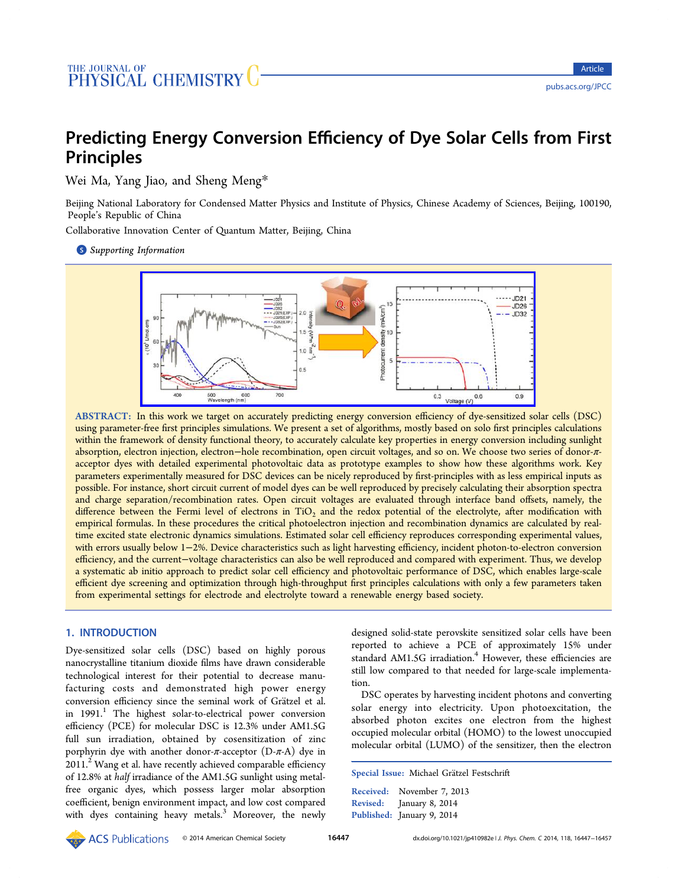# Predicting Energy Conversion Efficiency of Dye Solar Cells from First Principles

Wei Ma, Yang Jiao, and Sheng Meng*

Beijing National Laboratory for Condensed Matter Physics and Institute of Physics, Chinese Academy of Sciences, Beijing, 100190, People's Republic of China

Collaborative Innovation Center of Quantum Matter, Beijing, China

Supporting Information

**ABSTRACT:** In this work we target on accurately predicting energy conversion efficiency of dye-sensitized solar cells (DSC) using parameter-free first principles simulations. We present a set of algorithms, mostly based on solo first principles calculations within the framework of density functional theory, to accurately calculate key properties in energy conversion including sunlight absorption, electron injection, electron−hole recombination, open circuit voltages, and so on. We choose two series of donor-π-acceptor dyes with detailed experimental photovoltaic data as prototype examples to show how these algorithms work. Key parameters experimentally measured for DSC devices can be nicely reproduced by first-principles with as less empirical inputs as possible. For instance, short circuit current of model dyes can be well reproduced by precisely calculating their absorption spectra and charge separation/recombination rates. Open circuit voltages are evaluated through interface band offsets, namely, the difference between the Fermi level of electrons in $TiO_2$ and the redox potential of the electrolyte, after modification with empirical formulas. In these procedures the critical photoelectron injection and recombination dynamics are calculated by real-time excited state electronic dynamics simulations. Estimated solar cell efficiency reproduces corresponding experimental values, with errors usually below 1−2%. Device characteristics such as light harvesting efficiency, incident photon-to-electron conversion efficiency, and the current−voltage characteristics can also be well reproduced and compared with experiment. Thus, we develop a systematic ab initio approach to predict solar cell efficiency and photovoltaic performance of DSC, which enables large-scale efficient dye screening and optimization through high-throughput first principles calculations with only a few parameters taken from experimental settings for electrode and electrolyte toward a renewable energy based society.

## 1. INTRODUCTION

Dye-sensitized solar cells (DSC) based on highly porous nanocrystalline titanium dioxide films have drawn considerable technological interest for their potential to decrease manufacturing costs and demonstrated high power energy conversion efficiency since the seminal work of Grätzel et al. in 1991.[1] The highest solar-to-electrical power conversion efficiency (PCE) for molecular DSC is 12.3% under AM1.5G full sun irradiation, obtained by cosensitization of zinc porphyrin dye with another donor-π-acceptor (D-π-A) dye in 2011.[2] Wang et al. have recently achieved comparable efficiency of 12.8% at *half* irradiance of the AM1.5G sunlight using metal-free organic dyes, which possess larger molar absorption coefficient, benign environment impact, and low cost compared with dyes containing heavy metals.[3] Moreover, the newly designed solid-state perovskite sensitized solar cells have been reported to achieve a PCE of approximately 15% under standard AM1.5G irradiation.[4] However, these efficiencies are still low compared to that needed for large-scale implementation.

DSC operates by harvesting incident photons and converting solar energy into electricity. Upon photoexcitation, the absorbed photon excites one electron from the highest occupied molecular orbital (HOMO) to the lowest unoccupied molecular orbital (LUMO) of the sensitizer, then the electron

Special Issue: Michael Grätzel Festschrift

Received: November 7, 2013
Revised: January 8, 2014
Published: January 9, 2014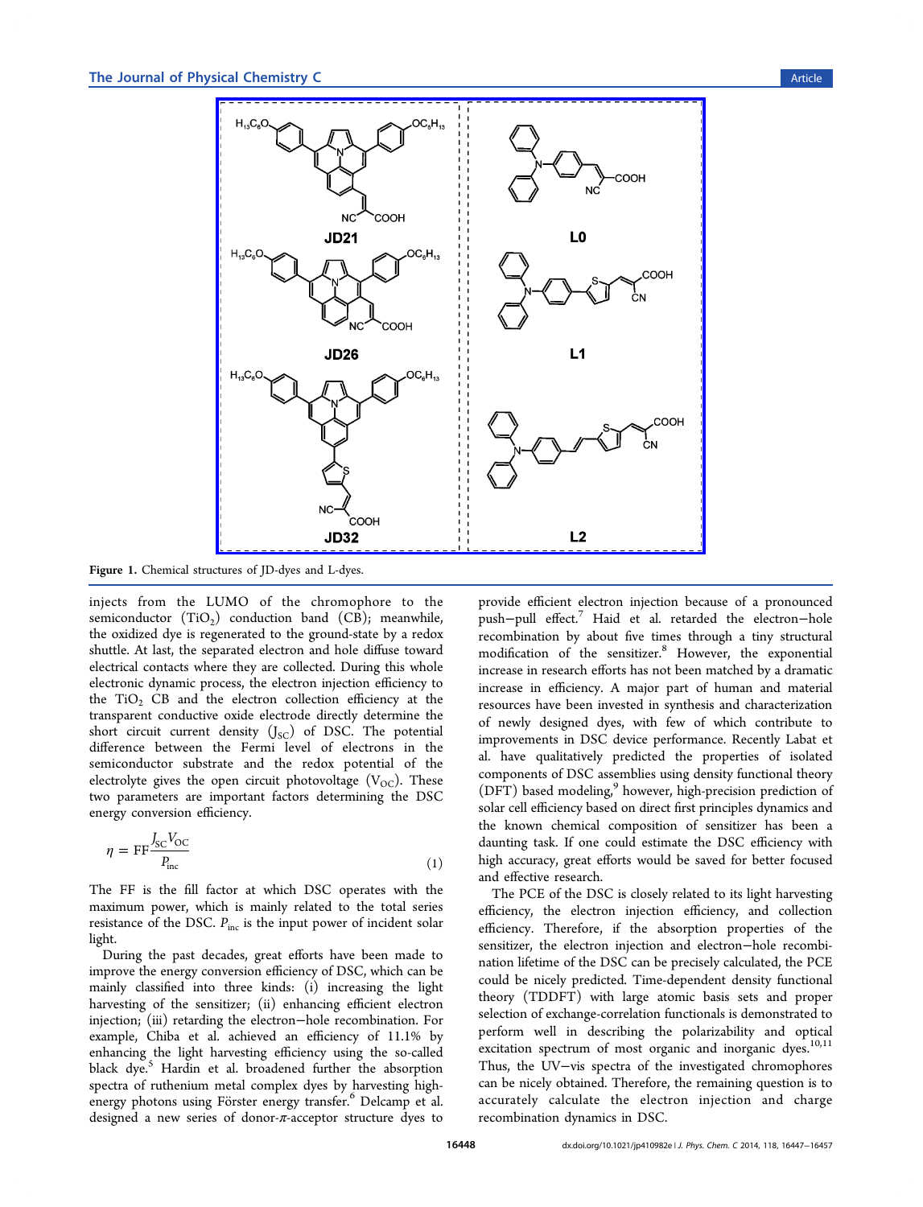Figure 1. Chemical structures of JD-dyes and L-dyes.

injects from the LUMO of the chromophore to the semiconductor ($TiO_2$) conduction band (CB); meanwhile, the oxidized dye is regenerated to the ground-state by a redox shuttle. At last, the separated electron and hole diffuse toward electrical contacts where they are collected. During this whole electronic dynamic process, the electron injection efficiency to the $TiO_2$ CB and the electron collection efficiency at the transparent conductive oxide electrode directly determine the short circuit current density ($J_{SC}$) of DSC. The potential difference between the Fermi level of electrons in the semiconductor substrate and the redox potential of the electrolyte gives the open circuit photovoltage ($V_{OC}$). These two parameters are important factors determining the DSC energy conversion efficiency.

$$\eta = \mathrm{FF}\frac{J_{SC}V_{OC}}{P_{inc}} \tag{1}$$

The FF is the fill factor at which DSC operates with the maximum power, which is mainly related to the total series resistance of the DSC. $P_{inc}$ is the input power of incident solar light.

During the past decades, great efforts have been made to improve the energy conversion efficiency of DSC, which can be mainly classified into three kinds: (i) increasing the light harvesting of the sensitizer; (ii) enhancing efficient electron injection; (iii) retarding the electron−hole recombination. For example, Chiba et al. achieved an efficiency of 11.1% by enhancing the light harvesting efficiency using the so-called black dye.[5] Hardin et al. broadened further the absorption spectra of ruthenium metal complex dyes by harvesting high-energy photons using Förster energy transfer.[6] Delcamp et al. designed a new series of donor-$\pi$-acceptor structure dyes to provide efficient electron injection because of a pronounced push−pull effect.[7] Haid et al. retarded the electron−hole recombination by about five times through a tiny structural modification of the sensitizer.[8] However, the exponential increase in research efforts has not been matched by a dramatic increase in efficiency. A major part of human and material resources have been invested in synthesis and characterization of newly designed dyes, with few of which contribute to improvements in DSC device performance. Recently Labat et al. have qualitatively predicted the properties of isolated components of DSC assemblies using density functional theory (DFT) based modeling,[9] however, high-precision prediction of solar cell efficiency based on direct first principles dynamics and the known chemical composition of sensitizer has been a daunting task. If one could estimate the DSC efficiency with high accuracy, great efforts would be saved for better focused and effective research.

The PCE of the DSC is closely related to its light harvesting efficiency, the electron injection efficiency, and collection efficiency. Therefore, if the absorption properties of the sensitizer, the electron injection and electron−hole recombination lifetime of the DSC can be precisely calculated, the PCE could be nicely predicted. Time-dependent density functional theory (TDDFT) with large atomic basis sets and proper selection of exchange-correlation functionals is demonstrated to perform well in describing the polarizability and optical excitation spectrum of most organic and inorganic dyes.[10,11] Thus, the UV−vis spectra of the investigated chromophores can be nicely obtained. Therefore, the remaining question is to accurately calculate the electron injection and charge recombination dynamics in DSC.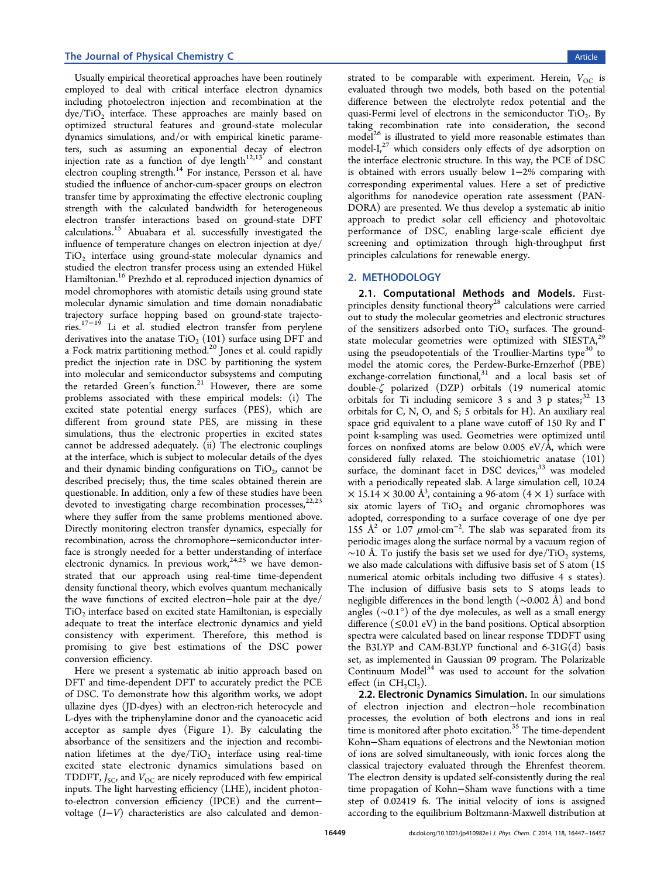Usually empirical theoretical approaches have been routinely employed to deal with critical interface electron dynamics including photoelectron injection and recombination at the dye/$TiO_2$ interface. These approaches are mainly based on optimized structural features and ground-state molecular dynamics simulations, and/or with empirical kinetic parameters, such as assuming an exponential decay of electron injection rate as a function of dye length[12,13] and constant electron coupling strength.[14] For instance, Persson et al. have studied the influence of anchor-cum-spacer groups on electron transfer time by approximating the effective electronic coupling strength with the calculated bandwidth for heterogeneous electron transfer interactions based on ground-state DFT calculations.[15] Abuabara et al. successfully investigated the influence of temperature changes on electron injection at dye/$TiO_2$ interface using ground-state molecular dynamics and studied the electron transfer process using an extended Hükel Hamiltonian.[16] Prezhdo et al. reproduced injection dynamics of model chromophores with atomistic details using ground state molecular dynamic simulation and time domain nonadiabatic trajectory surface hopping based on ground-state trajectories.[17−19] Li et al. studied electron transfer from perylene derivatives into the anatase $TiO_2$ (101) surface using DFT and a Fock matrix partitioning method.[20] Jones et al. could rapidly predict the injection rate in DSC by partitioning the system into molecular and semiconductor subsystems and computing the retarded Green's function.[21] However, there are some problems associated with these empirical models: (i) The excited state potential energy surfaces (PES), which are different from ground state PES, are missing in these simulations, thus the electronic properties in excited states cannot be addressed adequately. (ii) The electronic couplings at the interface, which is subject to molecular details of the dyes and their dynamic binding configurations on $TiO_2$, cannot be described precisely; thus, the time scales obtained therein are questionable. In addition, only a few of these studies have been devoted to investigating charge recombination processes,[22,23] where they suffer from the same problems mentioned above. Directly monitoring electron transfer dynamics, especially for recombination, across the chromophore−semiconductor interface is strongly needed for a better understanding of interface electronic dynamics. In previous work,[24,25] we have demonstrated that our approach using real-time time-dependent density functional theory, which evolves quantum mechanically the wave functions of excited electron−hole pair at the dye/$TiO_2$ interface based on excited state Hamiltonian, is especially adequate to treat the interface electronic dynamics and yield consistency with experiment. Therefore, this method is promising to give best estimations of the DSC power conversion efficiency.

Here we present a systematic ab initio approach based on DFT and time-dependent DFT to accurately predict the PCE of DSC. To demonstrate how this algorithm works, we adopt ullazine dyes (JD-dyes) with an electron-rich heterocycle and L-dyes with the triphenylamine donor and the cyanoacetic acid acceptor as sample dyes (Figure 1). By calculating the absorbance of the sensitizers and the injection and recombination lifetimes at the dye/$TiO_2$ interface using real-time excited state electronic dynamics simulations based on TDDFT, $J_{SC}$, and $V_{OC}$ are nicely reproduced with few empirical inputs. The light harvesting efficiency (LHE), incident photon-to-electron conversion efficiency (IPCE) and the current−voltage ($I$−$V$) characteristics are also calculated and demonstrated to be comparable with experiment. Herein, $V_{OC}$ is evaluated through two models, both based on the potential difference between the electrolyte redox potential and the quasi-Fermi level of electrons in the semiconductor $TiO_2$. By taking recombination rate into consideration, the second model[26] is illustrated to yield more reasonable estimates than model-I,[27] which considers only effects of dye adsorption on the interface electronic structure. In this way, the PCE of DSC is obtained with errors usually below 1−2% comparing with corresponding experimental values. Here a set of predictive algorithms for nanodevice operation rate assessment (PANDORA) are presented. We thus develop a systematic ab initio approach to predict solar cell efficiency and photovoltaic performance of DSC, enabling large-scale efficient dye screening and optimization through high-throughput first principles calculations for renewable energy.

## 2. METHODOLOGY

**2.1. Computational Methods and Models.** First-principles density functional theory[28] calculations were carried out to study the molecular geometries and electronic structures of the sensitizers adsorbed onto $TiO_2$ surfaces. The ground-state molecular geometries were optimized with SIESTA,[29] using the pseudopotentials of the Troullier-Martins type[30] to model the atomic cores, the Perdew-Burke-Ernzerhof (PBE) exchange-correlation functional,[31] and a local basis set of double-$\zeta$ polarized (DZP) orbitals (19 numerical atomic orbitals for Ti including semicore 3 s and 3 p states;[32] 13 orbitals for C, N, O, and S; 5 orbitals for H). An auxiliary real space grid equivalent to a plane wave cutoff of 150 Ry and Γ point k-sampling was used. Geometries were optimized until forces on nonfixed atoms are below 0.005 eV/Å, which were considered fully relaxed. The stoichiometric anatase (101) surface, the dominant facet in DSC devices,[33] was modeled with a periodically repeated slab. A large simulation cell, 10.24 × 15.14 × 30.00 Å$^3$, containing a 96-atom (4 × 1) surface with six atomic layers of $TiO_2$ and organic chromophores was adopted, corresponding to a surface coverage of one dye per 155 Å$^2$ or 1.07 $\mu$mol·cm$^{-2}$. The slab was separated from its periodic images along the surface normal by a vacuum region of ~10 Å. To justify the basis set we used for dye/$TiO_2$ systems, we also made calculations with diffusive basis set of S atom (15 numerical atomic orbitals including two diffusive 4 s states). The inclusion of diffusive basis sets to S atoms leads to negligible differences in the bond length (~0.002 Å) and bond angles (~0.1°) of the dye molecules, as well as a small energy difference (≤0.01 eV) in the band positions. Optical absorption spectra were calculated based on linear response TDDFT using the B3LYP and CAM-B3LYP functional and 6-31G(d) basis set, as implemented in Gaussian 09 program. The Polarizable Continuum Model[34] was used to account for the solvation effect (in $CH_2Cl_2$).

**2.2. Electronic Dynamics Simulation.** In our simulations of electron injection and electron−hole recombination processes, the evolution of both electrons and ions in real time is monitored after photo excitation.[35] The time-dependent Kohn−Sham equations of electrons and the Newtonian motion of ions are solved simultaneously, with ionic forces along the classical trajectory evaluated through the Ehrenfest theorem. The electron density is updated self-consistently during the real time propagation of Kohn−Sham wave functions with a time step of 0.02419 fs. The initial velocity of ions is assigned according to the equilibrium Boltzmann-Maxwell distribution at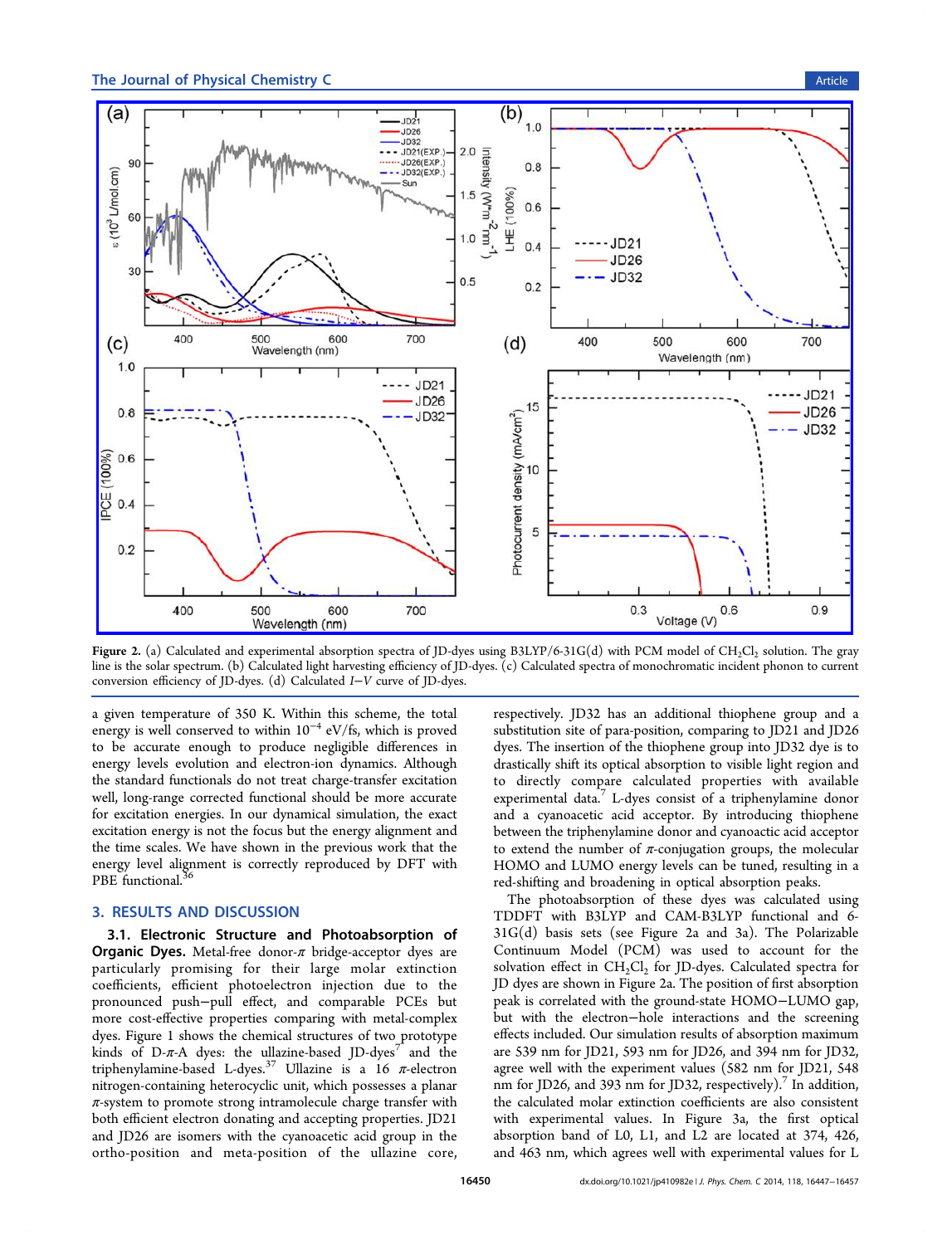Figure 2. (a) Calculated and experimental absorption spectra of JD-dyes using B3LYP/6-31G(d) with PCM model of $CH_2Cl_2$ solution. The gray line is the solar spectrum. (b) Calculated light harvesting efficiency of JD-dyes. (c) Calculated spectra of monochromatic incident phonon to current conversion efficiency of JD-dyes. (d) Calculated $I$−$V$ curve of JD-dyes.

a given temperature of 350 K. Within this scheme, the total energy is well conserved to within $10^{-4}$ eV/fs, which is proved to be accurate enough to produce negligible differences in energy levels evolution and electron-ion dynamics. Although the standard functionals do not treat charge-transfer excitation well, long-range corrected functional should be more accurate for excitation energies. In our dynamical simulation, the exact excitation energy is not the focus but the energy alignment and the time scales. We have shown in the previous work that the energy level alignment is correctly reproduced by DFT with PBE functional.[36]

## 3. RESULTS AND DISCUSSION

**3.1. Electronic Structure and Photoabsorption of Organic Dyes.** Metal-free donor-$\pi$ bridge-acceptor dyes are particularly promising for their large molar extinction coefficients, efficient photoelectron injection due to the pronounced push−pull effect, and comparable PCEs but more cost-effective properties comparing with metal-complex dyes. Figure 1 shows the chemical structures of two prototype kinds of D-$\pi$-A dyes: the ullazine-based JD-dyes[7] and the triphenylamine-based L-dyes.[37] Ullazine is a 16 $\pi$-electron nitrogen-containing heterocyclic unit, which possesses a planar $\pi$-system to promote strong intramolecule charge transfer with both efficient electron donating and accepting properties. JD21 and JD26 are isomers with the cyanoacetic acid group in the ortho-position and meta-position of the ullazine core, respectively. JD32 has an additional thiophene group and a substitution site of para-position, comparing to JD21 and JD26 dyes. The insertion of the thiophene group into JD32 dye is to drastically shift its optical absorption to visible light region and to directly compare calculated properties with available experimental data.[7] L-dyes consist of a triphenylamine donor and a cyanoacetic acid acceptor. By introducing thiophene between the triphenylamine donor and cyanoacetic acid acceptor to extend the number of $\pi$-conjugation groups, the molecular HOMO and LUMO energy levels can be tuned, resulting in a red-shifting and broadening in optical absorption peaks.

The photoabsorption of these dyes was calculated using TDDFT with B3LYP and CAM-B3LYP functional and 6-31G(d) basis sets (see Figure 2a and 3a). The Polarizable Continuum Model (PCM) was used to account for the solvation effect in $CH_2Cl_2$ for JD-dyes. Calculated spectra for JD dyes are shown in Figure 2a. The position of first absorption peak is correlated with the ground-state HOMO−LUMO gap, but with the electron−hole interactions and the screening effects included. Our simulation results of absorption maximum are 539 nm for JD21, 593 nm for JD26, and 394 nm for JD32, agree well with the experiment values (582 nm for JD21, 548 nm for JD26, and 393 nm for JD32, respectively).[7] In addition, the calculated molar extinction coefficients are also consistent with experimental values. In Figure 3a, the first optical absorption band of L0, L1, and L2 are located at 374, 426, and 463 nm, which agrees well with experimental values for L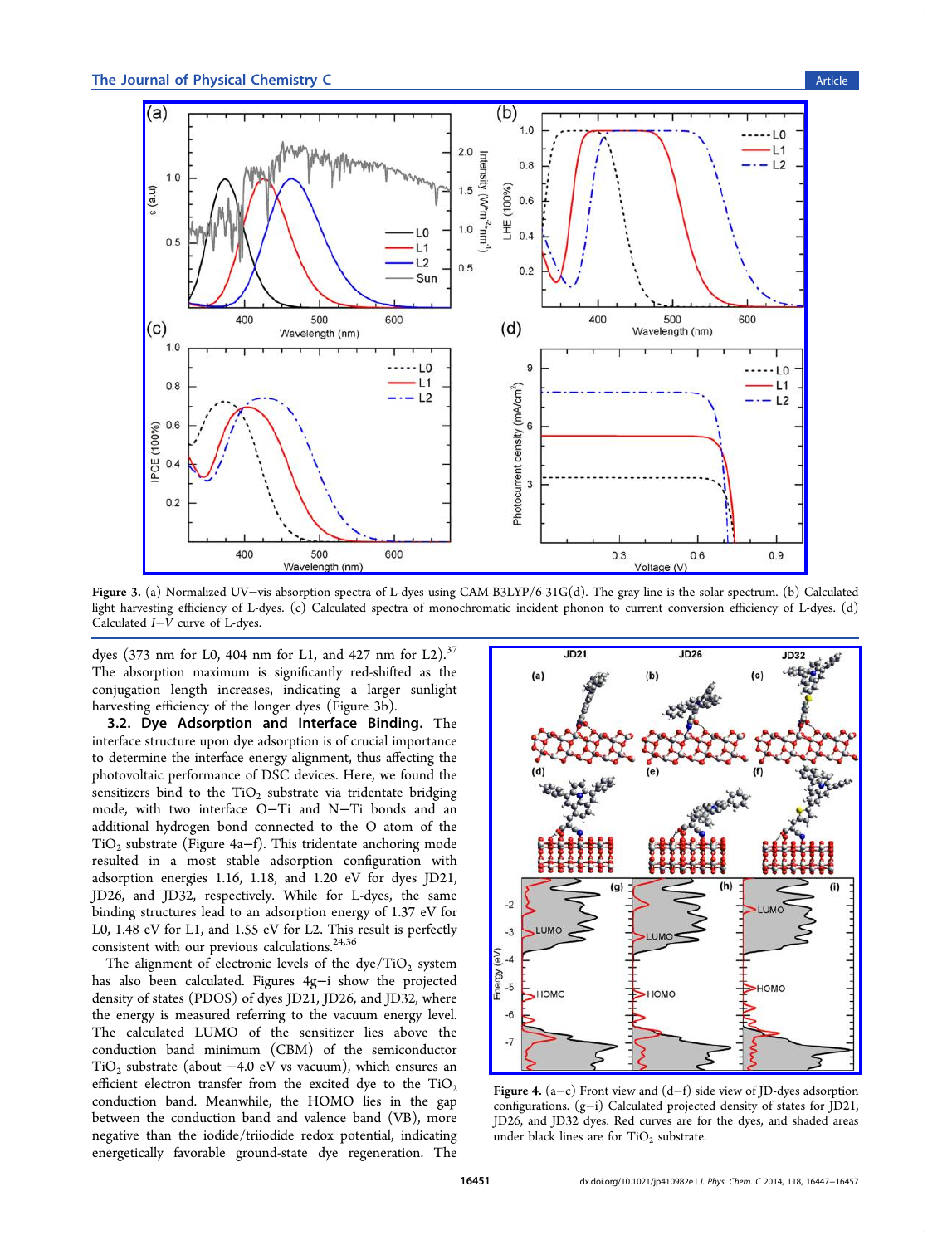Figure 3. (a) Normalized UV–vis absorption spectra of L-dyes using CAM-B3LYP/6-31G(d). The gray line is the solar spectrum. (b) Calculated light harvesting efficiency of L-dyes. (c) Calculated spectra of monochromatic incident phonon to current conversion efficiency of L-dyes. (d) Calculated $I-V$ curve of L-dyes.

dyes (373 nm for L0, 404 nm for L1, and 427 nm for L2).[37] The absorption maximum is significantly red-shifted as the conjugation length increases, indicating a larger sunlight harvesting efficiency of the longer dyes (Figure 3b).

**3.2. Dye Adsorption and Interface Binding.** The interface structure upon dye adsorption is of crucial importance to determine the interface energy alignment, thus affecting the photovoltaic performance of DSC devices. Here, we found the sensitizers bind to the $TiO_2$ substrate via tridentate bridging mode, with two interface O−Ti and N−Ti bonds and an additional hydrogen bond connected to the O atom of the $TiO_2$ substrate (Figure 4a−f). This tridentate anchoring mode resulted in a most stable adsorption configuration with adsorption energies 1.16, 1.18, and 1.20 eV for dyes JD21, JD26, and JD32, respectively. While for L-dyes, the same binding structures lead to an adsorption energy of 1.37 eV for L0, 1.48 eV for L1, and 1.55 eV for L2. This result is perfectly consistent with our previous calculations.[24,36]

The alignment of electronic levels of the dye/$TiO_2$ system has also been calculated. Figures 4g−i show the projected density of states (PDOS) of dyes JD21, JD26, and JD32, where the energy is measured referring to the vacuum energy level. The calculated LUMO of the sensitizer lies above the conduction band minimum (CBM) of the semiconductor $TiO_2$ substrate (about −4.0 eV vs vacuum), which ensures an efficient electron transfer from the excited dye to the $TiO_2$ conduction band. Meanwhile, the HOMO lies in the gap between the conduction band and valence band (VB), more negative than the iodide/triiodide redox potential, indicating energetically favorable ground-state dye regeneration. The

Figure 4. (a−c) Front view and (d−f) side view of JD-dyes adsorption configurations. (g−i) Calculated projected density of states for JD21, JD26, and JD32 dyes. Red curves are for the dyes, and shaded areas under black lines are for $TiO_2$ substrate.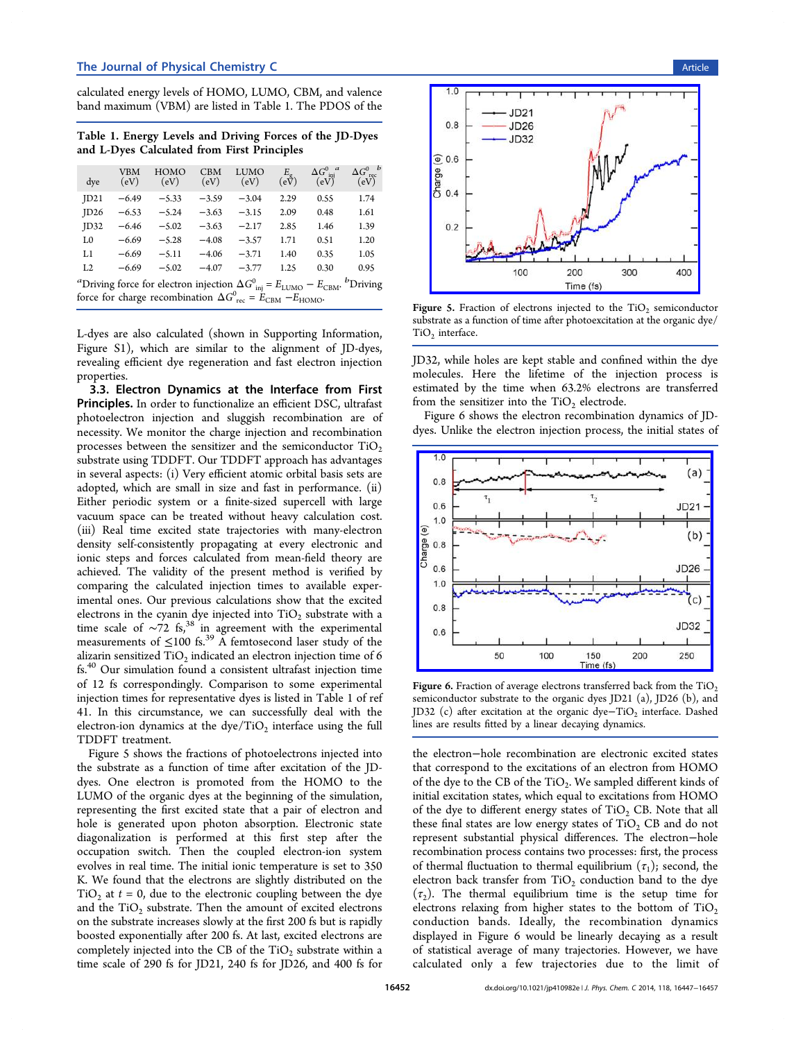calculated energy levels of HOMO, LUMO, CBM, and valence band maximum (VBM) are listed in Table 1. The PDOS of the L-dyes are also calculated (shown in Supporting Information, Figure S1), which are similar to the alignment of JD-dyes, revealing efficient dye regeneration and fast electron injection properties.

**Table 1. Energy Levels and Driving Forces of the JD-Dyes and L-Dyes Calculated from First Principles**

| dye | VBM (eV) | HOMO (eV) | CBM (eV) | LUMO (eV) | $E_g$ (eV) | $\Delta G^0_{inj}$ [a] (eV) | $\Delta G^0_{rec}$ [b] (eV) |
|---|---|---|---|---|---|---|---|
| JD21 | −6.49 | −5.33 | −3.59 | −3.04 | 2.29 | 0.55 | 1.74 |
| JD26 | −6.53 | −5.24 | −3.63 | −3.15 | 2.09 | 0.48 | 1.61 |
| JD32 | −6.46 | −5.02 | −3.63 | −2.17 | 2.85 | 1.46 | 1.39 |
| L0 | −6.69 | −5.28 | −4.08 | −3.57 | 1.71 | 0.51 | 1.20 |
| L1 | −6.69 | −5.11 | −4.06 | −3.71 | 1.40 | 0.35 | 1.05 |
| L2 | −6.69 | −5.02 | −4.07 | −3.77 | 1.25 | 0.30 | 0.95 |

[a] Driving force for electron injection $\Delta G^0_{inj} = E_{LUMO} - E_{CBM}$. [b] Driving force for charge recombination $\Delta G^0_{rec} = E_{CBM} - E_{HOMO}$.

### 3.3. Electron Dynamics at the Interface from First Principles.

In order to functionalize an efficient DSC, ultrafast photoelectron injection and sluggish recombination are of necessity. We monitor the charge injection and recombination processes between the sensitizer and the semiconductor $TiO_2$ substrate using TDDFT. Our TDDFT approach has advantages in several aspects: (i) Very efficient atomic orbital basis sets are adopted, which are small in size and fast in performance. (ii) Either periodic system or a finite-sized supercell with large vacuum space can be treated without heavy calculation cost. (iii) Real time excited state trajectories with many-electron density self-consistently propagating at every electronic and ionic steps and forces calculated from mean-field theory are achieved. The validity of the present method is verified by comparing the calculated injection times to available experimental ones. Our previous calculations show that the excited electrons in the cyanin dye injected into $TiO_2$ substrate with a time scale of ∼72 fs,[38] in agreement with the experimental measurements of ≤100 fs.[39] A femtosecond laser study of the alizarin sensitized $TiO_2$ indicated an electron injection time of 6 fs.[40] Our simulation found a consistent ultrafast injection time of 12 fs correspondingly. Comparison to some experimental injection times for representative dyes is listed in Table 1 of ref 41. In this circumstance, we can successfully deal with the electron-ion dynamics at the dye/$TiO_2$ interface using the full TDDFT treatment.

Figure 5 shows the fractions of photoelectrons injected into the substrate as a function of time after excitation of the JD-dyes. One electron is promoted from the HOMO to the LUMO of the organic dyes at the beginning of the simulation, representing the first excited state that a pair of electron and hole is generated upon photon absorption. Electronic state diagonalization is performed at this first step after the occupation switch. Then the coupled electron-ion system evolves in real time. The initial ionic temperature is set to 350 K. We found that the electrons are slightly distributed on the $TiO_2$ at $t = 0$, due to the electronic coupling between the dye and the $TiO_2$ substrate. Then the amount of excited electrons on the substrate increases slowly at the first 200 fs but is rapidly boosted exponentially after 200 fs. At last, excited electrons are completely injected into the CB of the $TiO_2$ substrate within a time scale of 290 fs for JD21, 240 fs for JD26, and 400 fs for JD32, while holes are kept stable and confined within the dye molecules. Here the lifetime of the injection process is estimated by the time when 63.2% electrons are transferred from the sensitizer into the $TiO_2$ electrode.

Figure 5. Fraction of electrons injected to the $TiO_2$ semiconductor substrate as a function of time after photoexcitation at the organic dye/$TiO_2$ interface.

Figure 6 shows the electron recombination dynamics of JD-dyes. Unlike the electron injection process, the initial states of the electron−hole recombination are electronic excited states that correspond to the excitations of an electron from HOMO of the dye to the CB of the $TiO_2$. We sampled different kinds of initial excitation states, which equal to excitations from HOMO of the dye to different energy states of $TiO_2$ CB. Note that all these final states are low energy states of $TiO_2$ CB and do not represent substantial physical differences. The electron−hole recombination process contains two processes: first, the process of thermal fluctuation to thermal equilibrium ($\tau_1$); second, the electron back transfer from $TiO_2$ conduction band to the dye ($\tau_2$). The thermal equilibrium time is the setup time for electrons relaxing from higher states to the bottom of $TiO_2$ conduction bands. Ideally, the recombination dynamics displayed in Figure 6 would be linearly decaying as a result of statistical average of many trajectories. However, we have calculated only a few trajectories due to the limit of

Figure 6. Fraction of average electrons transferred back from the $TiO_2$ semiconductor substrate to the organic dyes JD21 (a), JD26 (b), and JD32 (c) after excitation at the organic dye−$TiO_2$ interface. Dashed lines are results fitted by a linear decaying dynamics.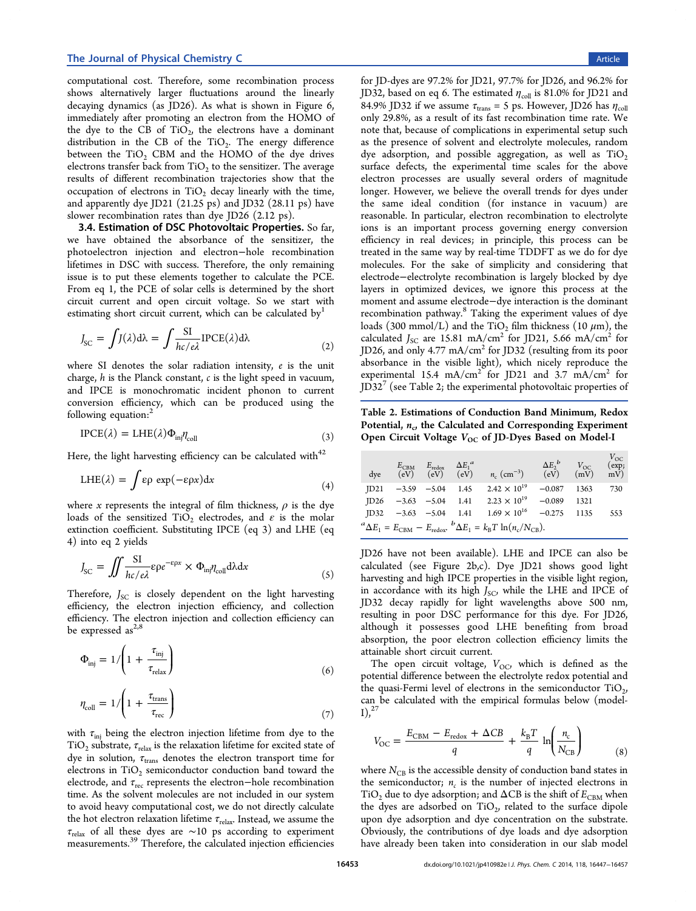computational cost. Therefore, some recombination process shows alternatively larger fluctuations around the linearly decaying dynamics (as JD26). As what is shown in Figure 6, immediately after promoting an electron from the HOMO of the dye to the CB of $TiO_2$, the electrons have a dominant distribution in the CB of the $TiO_2$. The energy difference between the $TiO_2$ CBM and the HOMO of the dye drives electrons transfer back from $TiO_2$ to the sensitizer. The average results of different recombination trajectories show that the occupation of electrons in $TiO_2$ decay linearly with the time, and apparently dye JD21 (21.25 ps) and JD32 (28.11 ps) have slower recombination rates than dye JD26 (2.12 ps).

**3.4. Estimation of DSC Photovoltaic Properties.** So far, we have obtained the absorbance of the sensitizer, the photoelectron injection and electron–hole recombination lifetimes in DSC with success. Therefore, the only remaining issue is to put these elements together to calculate the PCE. From eq 1, the PCE of solar cells is determined by the short circuit current and open circuit voltage. So we start with estimating short circuit current, which can be calculated by[1]

$$J_{SC} = \int J(\lambda)\mathrm{d}\lambda = \int \frac{\mathrm{SI}}{hc/e\lambda}\mathrm{IPCE}(\lambda)\mathrm{d}\lambda \tag{2}$$

where SI denotes the solar radiation intensity, $e$ is the unit charge, $h$ is the Planck constant, $c$ is the light speed in vacuum, and IPCE is monochromatic incident phonon to current conversion efficiency, which can be produced using the following equation:[2]

$$\mathrm{IPCE}(\lambda) = \mathrm{LHE}(\lambda)\Phi_{inj}\eta_{coll} \tag{3}$$

Here, the light harvesting efficiency can be calculated with[42]

$$\mathrm{LHE}(\lambda) = \int \varepsilon\rho\, \exp(-\varepsilon\rho x)\mathrm{d}x \tag{4}$$

where $x$ represents the integral of film thickness, $\rho$ is the dye loads of the sensitized $TiO_2$ electrodes, and $\varepsilon$ is the molar extinction coefficient. Substituting IPCE (eq 3) and LHE (eq 4) into eq 2 yields

$$J_{SC} = \iint \frac{\mathrm{SI}}{hc/e\lambda}\varepsilon\rho e^{-\varepsilon\rho x} \times \Phi_{inj}\eta_{coll}\mathrm{d}\lambda\mathrm{d}x \tag{5}$$

Therefore, $J_{SC}$ is closely dependent on the light harvesting efficiency, the electron injection efficiency, and collection efficiency. The electron injection and collection efficiency can be expressed as[2,8]

$$\Phi_{inj} = 1\Big/\left(1 + \frac{\tau_{inj}}{\tau_{relax}}\right) \tag{6}$$

$$\eta_{coll} = 1\Big/\left(1 + \frac{\tau_{trans}}{\tau_{rec}}\right) \tag{7}$$

with $\tau_{inj}$ being the electron injection lifetime from dye to the $TiO_2$ substrate, $\tau_{relax}$ is the relaxation lifetime for excited state of dye in solution, $\tau_{trans}$ denotes the electron transport time for electrons in $TiO_2$ semiconductor conduction band toward the electrode, and $\tau_{rec}$ represents the electron–hole recombination time. As the solvent molecules are not included in our system to avoid heavy computational cost, we do not directly calculate the hot electron relaxation lifetime $\tau_{relax}$. Instead, we assume the $\tau_{relax}$ of all these dyes are ~10 ps according to experiment measurements.[39] Therefore, the calculated injection efficiencies for JD-dyes are 97.2% for JD21, 97.7% for JD26, and 96.2% for JD32, based on eq 6. The estimated $\eta_{coll}$ is 81.0% for JD21 and 84.9% JD32 if we assume $\tau_{trans}$ = 5 ps. However, JD26 has $\eta_{coll}$ only 29.8%, as a result of its fast recombination time rate. We note that, because of complications in experimental setup such as the presence of solvent and electrolyte molecules, random dye adsorption, and possible aggregation, as well as $TiO_2$ surface defects, the experimental time scales for the above electron processes are usually several orders of magnitude longer. However, we believe the overall trends for dyes under the same ideal condition (for instance in vacuum) are reasonable. In particular, electron recombination to electrolyte ions is an important process governing energy conversion efficiency in real devices; in principle, this process can be treated in the same way by real-time TDDFT as we do for dye molecules. For the sake of simplicity and considering that electrode–electrolyte recombination is largely blocked by dye layers in optimized devices, we ignore this process at the moment and assume electrode–dye interaction is the dominant recombination pathway.[8] Taking the experiment values of dye loads (300 mmol/L) and the $TiO_2$ film thickness (10 μm), the calculated $J_{SC}$ are 15.81 mA/cm$^2$ for JD21, 5.66 mA/cm$^2$ for JD26, and only 4.77 mA/cm$^2$ for JD32 (resulting from its poor absorbance in the visible light), which can reproduce the experimental 15.4 mA/cm$^2$ for JD21 and 3.7 mA/cm$^2$ for JD32[7] (see Table 2; the experimental photovoltaic properties of JD26 have not been available). LHE and IPCE can also be calculated (see Figure 2b,c). Dye JD21 shows good light harvesting and high IPCE properties in the visible light region, in accordance with its high $J_{SC}$, while the LHE and IPCE of JD32 decay rapidly for light wavelengths above 500 nm, resulting in poor DSC performance for this dye. For JD26, although it possesses good LHE benefiting from broad absorption, the poor electron collection efficiency limits the attainable short circuit current.

**Table 2. Estimations of Conduction Band Minimum, Redox Potential, $n_c$, the Calculated and Corresponding Experiment Open Circuit Voltage $V_{OC}$ of JD-Dyes Based on Model-I**

| dye | $E_{CBM}$ (eV) | $E_{redox}$ (eV) | $\Delta E_1$[a] (eV) | $n_c$ (cm$^{-3}$) | $\Delta E_2$[b] (eV) | $V_{OC}$ (mV) | $V_{OC}$ (exp; mV) |
|---|---|---|---|---|---|---|---|
| JD21 | −3.59 | −5.04 | 1.45 | 2.42 × 10$^{19}$ | −0.087 | 1363 | 730 |
| JD26 | −3.63 | −5.04 | 1.41 | 2.23 × 10$^{19}$ | −0.089 | 1321 | |
| JD32 | −3.63 | −5.04 | 1.41 | 1.69 × 10$^{16}$ | −0.275 | 1135 | 553 |

[a]$\Delta E_1 = E_{CBM} - E_{redox}$. [b]$\Delta E_1 = k_BT\ \ln(n_c/N_{CB})$.

The open circuit voltage, $V_{OC}$, which is defined as the potential difference between the electrolyte redox potential and the quasi-Fermi level of electrons in the semiconductor $TiO_2$, can be calculated with the empirical formulas below (model-I),[27]

$$V_{OC} = \frac{E_{CBM} - E_{redox} + \Delta CB}{q} + \frac{k_BT}{q}\ln\left(\frac{n_c}{N_{CB}}\right) \tag{8}$$

where $N_{CB}$ is the accessible density of conduction band states in the semiconductor; $n_c$ is the number of injected electrons in $TiO_2$ due to dye adsorption; and $\Delta CB$ is the shift of $E_{CBM}$ when the dyes are adsorbed on $TiO_2$, related to the surface dipole upon dye adsorption and dye concentration on the substrate. Obviously, the contributions of dye loads and dye adsorption have already been taken into consideration in our slab model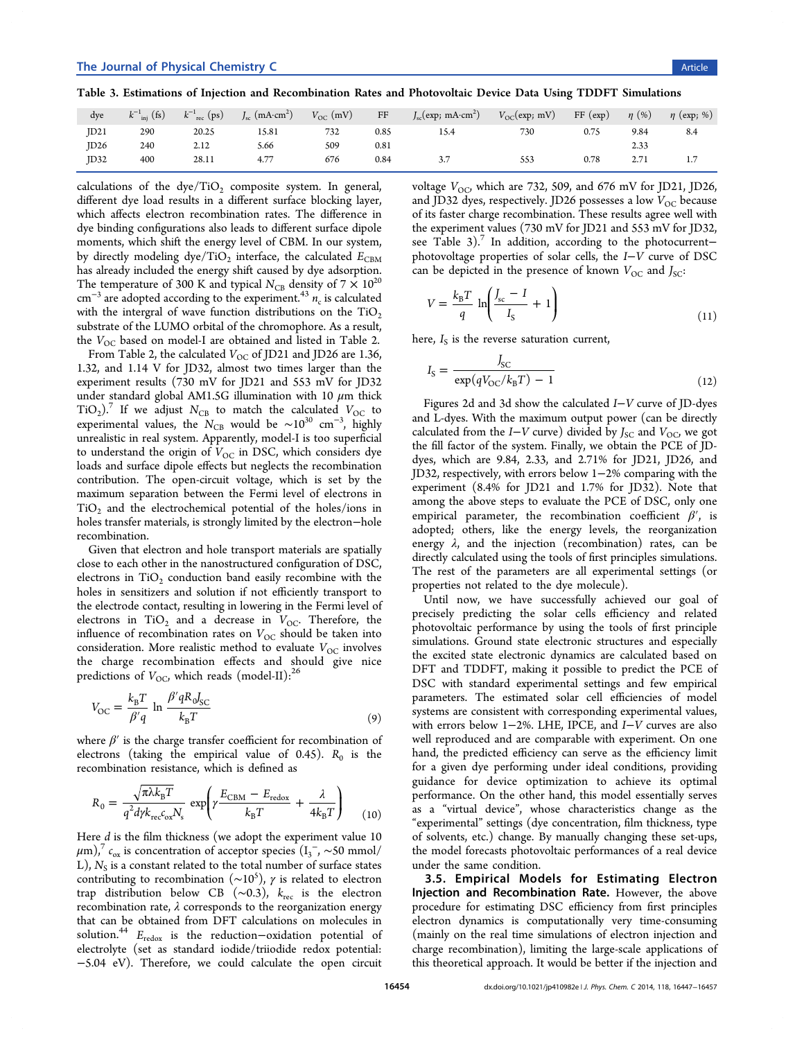Table 3. Estimations of Injection and Recombination Rates and Photovoltaic Device Data Using TDDFT Simulations

| dye | $k^{-1}_{inj}$ (fs) | $k^{-1}_{rec}$ (ps) | $J_{sc}$ (mA·cm$^2$) | $V_{OC}$ (mV) | FF | $J_{sc}$(exp; mA·cm$^2$) | $V_{OC}$(exp; mV) | FF (exp) | $\eta$ (%) | $\eta$ (exp; %) |
|---|---|---|---|---|---|---|---|---|---|---|
| JD21 | 290 | 20.25 | 15.81 | 732 | 0.85 | 15.4 | 730 | 0.75 | 9.84 | 8.4 |
| JD26 | 240 | 2.12 | 5.66 | 509 | 0.81 | | | | 2.33 | |
| JD32 | 400 | 28.11 | 4.77 | 676 | 0.84 | 3.7 | 553 | 0.78 | 2.71 | 1.7 |

calculations of the dye/$TiO_2$ composite system. In general, different dye load results in a different surface blocking layer, which affects electron recombination rates. The difference in dye binding configurations also leads to different surface dipole moments, which shift the energy level of CBM. In our system, by directly modeling dye/$TiO_2$ interface, the calculated $E_{CBM}$ has already included the energy shift caused by dye adsorption. The temperature of 300 K and typical $N_{CB}$ density of $7 \times 10^{20}$ cm$^{-3}$ are adopted according to the experiment.[43] $n_c$ is calculated with the intergral of wave function distributions on the $TiO_2$ substrate of the LUMO orbital of the chromophore. As a result, the $V_{OC}$ based on model-I are obtained and listed in Table 2.

From Table 2, the calculated $V_{OC}$ of JD21 and JD26 are 1.36, 1.32, and 1.14 V for JD32, almost two times larger than the experiment results (730 mV for JD21 and 553 mV for JD32 under standard global AM1.5G illumination with 10 $\mu$m thick $TiO_2$).[7] If we adjust $N_{CB}$ to match the calculated $V_{OC}$ to experimental values, the $N_{CB}$ would be $\sim 10^{30}$ cm$^{-3}$, highly unrealistic in real system. Apparently, model-I is too superficial to understand the origin of $V_{OC}$ in DSC, which considers dye loads and surface dipole effects but neglects the recombination contribution. The open-circuit voltage, which is set by the maximum separation between the Fermi level of electrons in $TiO_2$ and the electrochemical potential of the holes/ions in holes transfer materials, is strongly limited by the electron−hole recombination.

Given that electron and hole transport materials are spatially close to each other in the nanostructured configuration of DSC, electrons in $TiO_2$ conduction band easily recombine with the holes in sensitizers and solution if not efficiently transport to the electrode contact, resulting in lowering in the Fermi level of electrons in $TiO_2$ and a decrease in $V_{OC}$. Therefore, the influence of recombination rates on $V_{OC}$ should be taken into consideration. More realistic method to evaluate $V_{OC}$ involves the charge recombination effects and should give nice predictions of $V_{OC}$, which reads (model-II):[26]

$$V_{OC} = \frac{k_B T}{\beta' q} \ln \frac{\beta' q R_0 J_{SC}}{k_B T} \tag{9}$$

where $\beta'$ is the charge transfer coefficient for recombination of electrons (taking the empirical value of 0.45). $R_0$ is the recombination resistance, which is defined as

$$R_0 = \frac{\sqrt{\pi \lambda k_B T}}{q^2 d \gamma k_{rec} c_{ox} N_s} \exp\left(\gamma \frac{E_{CBM} - E_{redox}}{k_B T} + \frac{\lambda}{4 k_B T}\right) \tag{10}$$

Here $d$ is the film thickness (we adopt the experiment value 10 $\mu$m),[7] $c_{ox}$ is concentration of acceptor species ($I_3^-$, ~50 mmol/L), $N_S$ is a constant related to the total number of surface states contributing to recombination (~$10^5$), $\gamma$ is related to electron trap distribution below CB (~0.3), $k_{rec}$ is the electron recombination rate, $\lambda$ corresponds to the reorganization energy that can be obtained from DFT calculations on molecules in solution.[44] $E_{redox}$ is the reduction−oxidation potential of electrolyte (set as standard iodide/triiodide redox potential: −5.04 eV). Therefore, we could calculate the open circuit voltage $V_{OC}$, which are 732, 509, and 676 mV for JD21, JD26, and JD32 dyes, respectively. JD26 possesses a low $V_{OC}$ because of its faster charge recombination. These results agree well with the experiment values (730 mV for JD21 and 553 mV for JD32, see Table 3).[7] In addition, according to the photocurrent−photovoltage properties of solar cells, the $I$−$V$ curve of DSC can be depicted in the presence of known $V_{OC}$ and $J_{SC}$:

$$V = \frac{k_B T}{q} \ln\left(\frac{J_{sc} - I}{I_S} + 1\right) \tag{11}$$

here, $I_S$ is the reverse saturation current,

$$I_S = \frac{J_{SC}}{\exp(q V_{OC}/k_B T) - 1} \tag{12}$$

Figures 2d and 3d show the calculated $I$−$V$ curve of JD-dyes and L-dyes. With the maximum output power (can be directly calculated from the $I$−$V$ curve) divided by $J_{SC}$ and $V_{OC}$, we got the fill factor of the system. Finally, we obtain the PCE of JD-dyes, which are 9.84, 2.33, and 2.71% for JD21, JD26, and JD32, respectively, with errors below 1−2% comparing with the experiment (8.4% for JD21 and 1.7% for JD32). Note that among the above steps to evaluate the PCE of DSC, only one empirical parameter, the recombination coefficient $\beta'$, is adopted; others, like the energy levels, the reorganization energy $\lambda$, and the injection (recombination) rates, can be directly calculated using the tools of first principles simulations. The rest of the parameters are all experimental settings (or properties not related to the dye molecule).

Until now, we have successfully achieved our goal of precisely predicting the solar cells efficiency and related photovoltaic performance by using the tools of first principle simulations. Ground state electronic structures and especially the excited state electronic dynamics are calculated based on DFT and TDDFT, making it possible to predict the PCE of DSC with standard experimental settings and few empirical parameters. The estimated solar cell efficiencies of model systems are consistent with corresponding experimental values, with errors below 1−2%. LHE, IPCE, and $I$−$V$ curves are also well reproduced and are comparable with experiment. On one hand, the predicted efficiency can serve as the efficiency limit for a given dye performing under ideal conditions, providing guidance for device optimization to achieve its optimal performance. On the other hand, this model essentially serves as a "virtual device", whose characteristics change as the "experimental" settings (dye concentration, film thickness, type of solvents, etc.) change. By manually changing these set-ups, the model forecasts photovoltaic performances of a real device under the same condition.

### 3.5. Empirical Models for Estimating Electron Injection and Recombination Rate.

However, the above procedure for estimating DSC efficiency from first principles electron dynamics is computationally very time-consuming (mainly on the real time simulations of electron injection and charge recombination), limiting the large-scale applications of this theoretical approach. It would be better if the injection and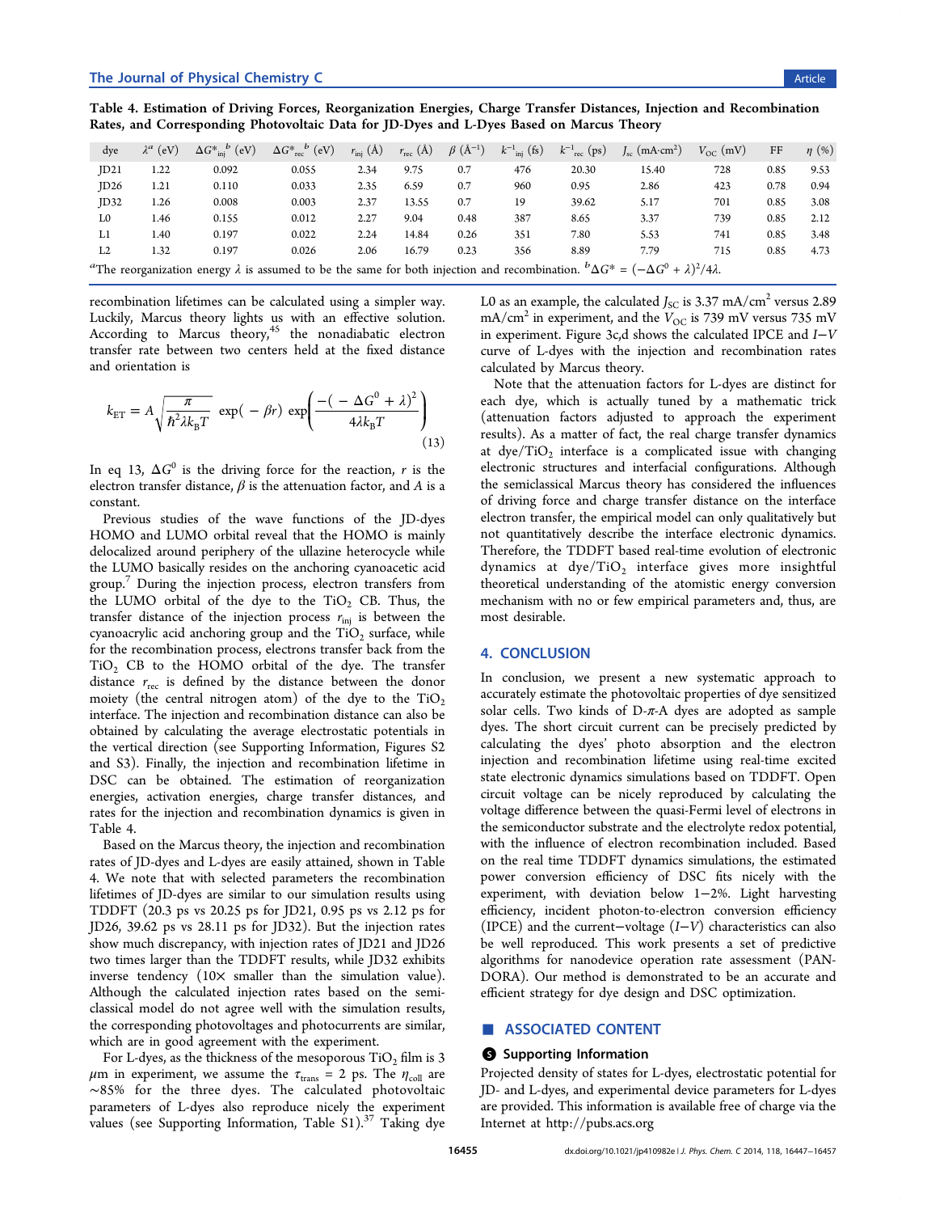**Table 4. Estimation of Driving Forces, Reorganization Energies, Charge Transfer Distances, Injection and Recombination Rates, and Corresponding Photovoltaic Data for JD-Dyes and L-Dyes Based on Marcus Theory**

| dye | $\lambda^a$ (eV) | $\Delta G^*_{inj}$ $^b$ (eV) | $\Delta G^*_{rec}$ $^b$ (eV) | $r_{inj}$ (Å) | $r_{rec}$ (Å) | $\beta$ (Å$^{-1}$) | $k^{-1}_{inj}$ (fs) | $k^{-1}_{rec}$ (ps) | $J_{sc}$ (mA·cm$^2$) | $V_{OC}$ (mV) | FF | $\eta$ (%) |
|---|---|---|---|---|---|---|---|---|---|---|---|---|
| JD21 | 1.22 | 0.092 | 0.055 | 2.34 | 9.75 | 0.7 | 476 | 20.30 | 15.40 | 728 | 0.85 | 9.53 |
| JD26 | 1.21 | 0.110 | 0.033 | 2.35 | 6.59 | 0.7 | 960 | 0.95 | 2.86 | 423 | 0.78 | 0.94 |
| JD32 | 1.26 | 0.008 | 0.003 | 2.37 | 13.55 | 0.7 | 19 | 39.62 | 5.17 | 701 | 0.85 | 3.08 |
| L0 | 1.46 | 0.155 | 0.012 | 2.27 | 9.04 | 0.48 | 387 | 8.65 | 3.37 | 739 | 0.85 | 2.12 |
| L1 | 1.40 | 0.197 | 0.022 | 2.24 | 14.84 | 0.26 | 351 | 7.80 | 5.53 | 741 | 0.85 | 3.48 |
| L2 | 1.32 | 0.197 | 0.026 | 2.06 | 16.79 | 0.23 | 356 | 8.89 | 7.79 | 715 | 0.85 | 4.73 |

$^a$The reorganization energy $\lambda$ is assumed to be the same for both injection and recombination. $^b\Delta G^* = (-\Delta G^0 + \lambda)^2/4\lambda$.

recombination lifetimes can be calculated using a simpler way. Luckily, Marcus theory lights us with an effective solution. According to Marcus theory,[45] the nonadiabatic electron transfer rate between two centers held at the fixed distance and orientation is

$$k_{ET} = A\sqrt{\frac{\pi}{\hbar^2 \lambda k_B T}}\exp(-\beta r)\exp\left(\frac{-(-\Delta G^0 + \lambda)^2}{4\lambda k_B T}\right) \tag{13}$$

In eq 13, $\Delta G^0$ is the driving force for the reaction, $r$ is the electron transfer distance, $\beta$ is the attenuation factor, and $A$ is a constant.

Previous studies of the wave functions of the JD-dyes HOMO and LUMO orbital reveal that the HOMO is mainly delocalized around periphery of the ullazine heterocycle while the LUMO basically resides on the anchoring cyanoacetic acid group.[7] During the injection process, electron transfers from the LUMO orbital of the dye to the $TiO_2$ CB. Thus, the transfer distance of the injection process $r_{inj}$ is between the cyanoacrylic acid anchoring group and the $TiO_2$ surface, while for the recombination process, electrons transfer back from the $TiO_2$ CB to the HOMO orbital of the dye. The transfer distance $r_{rec}$ is defined by the distance between the donor moiety (the central nitrogen atom) of the dye to the $TiO_2$ interface. The injection and recombination distance can also be obtained by calculating the average electrostatic potentials in the vertical direction (see Supporting Information, Figures S2 and S3). Finally, the injection and recombination lifetime in DSC can be obtained. The estimation of reorganization energies, activation energies, charge transfer distances, and rates for the injection and recombination dynamics is given in Table 4.

Based on the Marcus theory, the injection and recombination rates of JD-dyes and L-dyes are easily attained, shown in Table 4. We note that with selected parameters the recombination lifetimes of JD-dyes are similar to our simulation results using TDDFT (20.3 ps vs 20.25 ps for JD21, 0.95 ps vs 2.12 ps for JD26, 39.62 ps vs 28.11 ps for JD32). But the injection rates show much discrepancy, with injection rates of JD21 and JD26 two times larger than the TDDFT results, while JD32 exhibits inverse tendency (10× smaller than the simulation value). Although the calculated injection rates based on the semi-classical model do not agree well with the simulation results, the corresponding photovoltages and photocurrents are similar, which are in good agreement with the experiment.

For L-dyes, as the thickness of the mesoporous $TiO_2$ film is 3 $\mu$m in experiment, we assume the $\tau_{trans}$ = 2 ps. The $\eta_{coll}$ are ~85% for the three dyes. The calculated photovoltaic parameters of L-dyes also reproduce nicely the experiment values (see Supporting Information, Table S1).[37] Taking dye L0 as an example, the calculated $J_{SC}$ is 3.37 mA/cm$^2$ versus 2.89 mA/cm$^2$ in experiment, and the $V_{OC}$ is 739 mV versus 735 mV in experiment. Figure 3c,d shows the calculated IPCE and $I-V$ curve of L-dyes with the injection and recombination rates calculated by Marcus theory.

Note that the attenuation factors for L-dyes are distinct for each dye, which is actually tuned by a mathematic trick (attenuation factors adjusted to approach the experiment results). As a matter of fact, the real charge transfer dynamics at dye/$TiO_2$ interface is a complicated issue with changing electronic structures and interfacial configurations. Although the semiclassical Marcus theory has considered the influences of driving force and charge transfer distance on the interface electron transfer, the empirical model can only qualitatively but not quantitatively describe the interface electronic dynamics. Therefore, the TDDFT based real-time evolution of electronic dynamics at dye/$TiO_2$ interface gives more insightful theoretical understanding of the atomistic energy conversion mechanism with no or few empirical parameters and, thus, are most desirable.

## 4. CONCLUSION

In conclusion, we present a new systematic approach to accurately estimate the photovoltaic properties of dye sensitized solar cells. Two kinds of D-π-A dyes are adopted as sample dyes. The short circuit current can be precisely predicted by calculating the dyes' photo absorption and the electron injection and recombination lifetime using real-time excited state electronic dynamics simulations based on TDDFT. Open circuit voltage can be nicely reproduced by calculating the voltage difference between the quasi-Fermi level of electrons in the semiconductor substrate and the electrolyte redox potential, with the influence of electron recombination included. Based on the real time TDDFT dynamics simulations, the estimated power conversion efficiency of DSC fits nicely with the experiment, with deviation below 1−2%. Light harvesting efficiency, incident photon-to-electron conversion efficiency (IPCE) and the current−voltage ($I-V$) characteristics can also be well reproduced. This work presents a set of predictive algorithms for nanodevice operation rate assessment (PANDORA). Our method is demonstrated to be an accurate and efficient strategy for dye design and DSC optimization.

## ■ ASSOCIATED CONTENT

### Supporting Information

Projected density of states for L-dyes, electrostatic potential for JD- and L-dyes, and experimental device parameters for L-dyes are provided. This information is available free of charge via the Internet at http://pubs.acs.org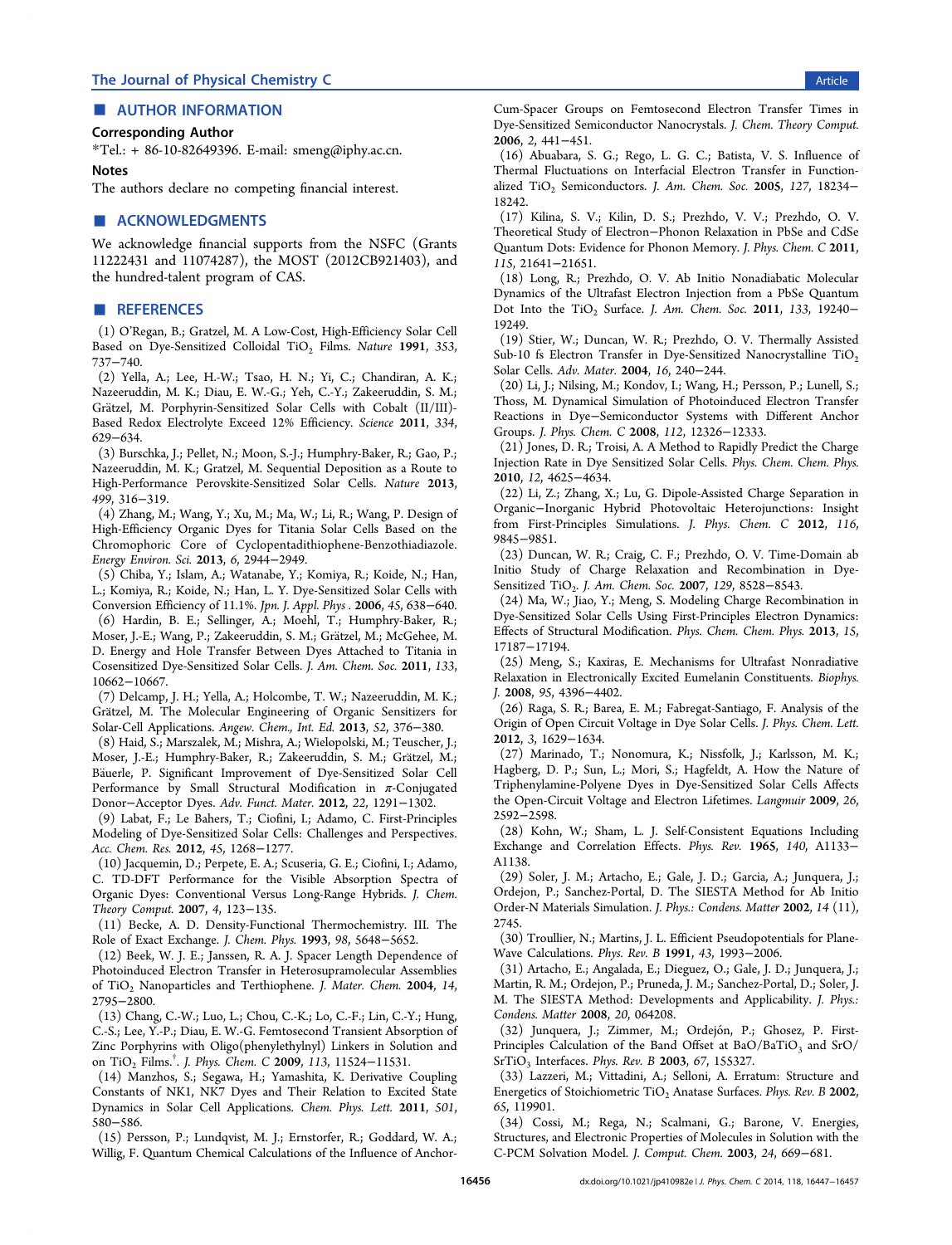## AUTHOR INFORMATION

### Corresponding Author

*Tel.: + 86-10-82649396. E-mail: smeng@iphy.ac.cn.

### Notes

The authors declare no competing financial interest.

## ACKNOWLEDGMENTS

We acknowledge financial supports from the NSFC (Grants 11222431 and 11074287), the MOST (2012CB921403), and the hundred-talent program of CAS.

## REFERENCES

(1) O'Regan, B.; Gratzel, M. A Low-Cost, High-Efficiency Solar Cell Based on Dye-Sensitized Colloidal $TiO_2$ Films. *Nature* **1991**, *353*, 737−740.

(2) Yella, A.; Lee, H.-W.; Tsao, H. N.; Yi, C.; Chandiran, A. K.; Nazeeruddin, M. K.; Diau, E. W.-G.; Yeh, C.-Y.; Zakeeruddin, S. M.; Grätzel, M. Porphyrin-Sensitized Solar Cells with Cobalt (II/III)-Based Redox Electrolyte Exceed 12% Efficiency. *Science* **2011**, *334*, 629−634.

(3) Burschka, J.; Pellet, N.; Moon, S.-J.; Humphry-Baker, R.; Gao, P.; Nazeeruddin, M. K.; Gratzel, M. Sequential Deposition as a Route to High-Performance Perovskite-Sensitized Solar Cells. *Nature* **2013**, *499*, 316−319.

(4) Zhang, M.; Wang, Y.; Xu, M.; Ma, W.; Li, R.; Wang, P. Design of High-Efficiency Organic Dyes for Titania Solar Cells Based on the Chromophoric Core of Cyclopentadithiophene-Benzothiadiazole. *Energy Environ. Sci.* **2013**, *6*, 2944−2949.

(5) Chiba, Y.; Islam, A.; Watanabe, Y.; Komiya, R.; Koide, N.; Han, L.; Komiya, R.; Koide, N.; Han, L. Y. Dye-Sensitized Solar Cells with Conversion Efficiency of 11.1%. *Jpn. J. Appl. Phys* . **2006**, *45*, 638−640.

(6) Hardin, B. E.; Sellinger, A.; Moehl, T.; Humphry-Baker, R.; Moser, J.-E.; Wang, P.; Zakeeruddin, S. M.; Grätzel, M.; McGehee, M. D. Energy and Hole Transfer Between Dyes Attached to Titania in Cosensitized Dye-Sensitized Solar Cells. *J. Am. Chem. Soc.* **2011**, *133*, 10662−10667.

(7) Delcamp, J. H.; Yella, A.; Holcombe, T. W.; Nazeeruddin, M. K.; Grätzel, M. The Molecular Engineering of Organic Sensitizers for Solar-Cell Applications. *Angew. Chem., Int. Ed.* **2013**, *52*, 376−380.

(8) Haid, S.; Marszalek, M.; Mishra, A.; Wielopolski, M.; Teuscher, J.; Moser, J.-E.; Humphry-Baker, R.; Zakeeruddin, S. M.; Grätzel, M.; Bäuerle, P. Significant Improvement of Dye-Sensitized Solar Cell Performance by Small Structural Modification in π-Conjugated Donor−Acceptor Dyes. *Adv. Funct. Mater.* **2012**, *22*, 1291−1302.

(9) Labat, F.; Le Bahers, T.; Ciofini, I.; Adamo, C. First-Principles Modeling of Dye-Sensitized Solar Cells: Challenges and Perspectives. *Acc. Chem. Res.* **2012**, *45*, 1268−1277.

(10) Jacquemin, D.; Perpete, E. A.; Scuseria, G. E.; Ciofini, I.; Adamo, C. TD-DFT Performance for the Visible Absorption Spectra of Organic Dyes: Conventional Versus Long-Range Hybrids. *J. Chem. Theory Comput.* **2007**, *4*, 123−135.

(11) Becke, A. D. Density-Functional Thermochemistry. III. The Role of Exact Exchange. *J. Chem. Phys.* **1993**, *98*, 5648−5652.

(12) Beek, W. J. E.; Janssen, R. A. J. Spacer Length Dependence of Photoinduced Electron Transfer in Heterosupramolecular Assemblies of $TiO_2$ Nanoparticles and Terthiophene. *J. Mater. Chem.* **2004**, *14*, 2795−2800.

(13) Chang, C.-W.; Luo, L.; Chou, C.-K.; Lo, C.-F.; Lin, C.-Y.; Hung, C.-S.; Lee, Y.-P.; Diau, E. W.-G. Femtosecond Transient Absorption of Zinc Porphyrins with Oligo(phenylethylnyl) Linkers in Solution and on $TiO_2$ Films.[†] *J. Phys. Chem. C* **2009**, *113*, 11524−11531.

(14) Manzhos, S.; Segawa, H.; Yamashita, K. Derivative Coupling Constants of NK1, NK7 Dyes and Their Relation to Excited State Dynamics in Solar Cell Applications. *Chem. Phys. Lett.* **2011**, *501*, 580−586.

(15) Persson, P.; Lundqvist, M. J.; Ernstorfer, R.; Goddard, W. A.; Willig, F. Quantum Chemical Calculations of the Influence of Anchor-Cum-Spacer Groups on Femtosecond Electron Transfer Times in Dye-Sensitized Semiconductor Nanocrystals. *J. Chem. Theory Comput.* **2006**, *2*, 441−451.

(16) Abuabara, S. G.; Rego, L. G. C.; Batista, V. S. Influence of Thermal Fluctuations on Interfacial Electron Transfer in Functionalized $TiO_2$ Semiconductors. *J. Am. Chem. Soc.* **2005**, *127*, 18234−18242.

(17) Kilina, S. V.; Kilin, D. S.; Prezhdo, V. V.; Prezhdo, O. V. Theoretical Study of Electron−Phonon Relaxation in PbSe and CdSe Quantum Dots: Evidence for Phonon Memory. *J. Phys. Chem. C* **2011**, *115*, 21641−21651.

(18) Long, R.; Prezhdo, O. V. Ab Initio Nonadiabatic Molecular Dynamics of the Ultrafast Electron Injection from a PbSe Quantum Dot Into the $TiO_2$ Surface. *J. Am. Chem. Soc.* **2011**, *133*, 19240−19249.

(19) Stier, W.; Duncan, W. R.; Prezhdo, O. V. Thermally Assisted Sub-10 fs Electron Transfer in Dye-Sensitized Nanocrystalline $TiO_2$ Solar Cells. *Adv. Mater.* **2004**, *16*, 240−244.

(20) Li, J.; Nilsing, M.; Kondov, I.; Wang, H.; Persson, P.; Lunell, S.; Thoss, M. Dynamical Simulation of Photoinduced Electron Transfer Reactions in Dye−Semiconductor Systems with Different Anchor Groups. *J. Phys. Chem. C* **2008**, *112*, 12326−12333.

(21) Jones, D. R.; Troisi, A. A Method to Rapidly Predict the Charge Injection Rate in Dye Sensitized Solar Cells. *Phys. Chem. Chem. Phys.* **2010**, *12*, 4625−4634.

(22) Li, Z.; Zhang, X.; Lu, G. Dipole-Assisted Charge Separation in Organic−Inorganic Hybrid Photovoltaic Heterojunctions: Insight from First-Principles Simulations. *J. Phys. Chem. C* **2012**, *116*, 9845−9851.

(23) Duncan, W. R.; Craig, C. F.; Prezhdo, O. V. Time-Domain ab Initio Study of Charge Relaxation and Recombination in Dye-Sensitized $TiO_2$. *J. Am. Chem. Soc.* **2007**, *129*, 8528−8543.

(24) Ma, W.; Jiao, Y.; Meng, S. Modeling Charge Recombination in Dye-Sensitized Solar Cells Using First-Principles Electron Dynamics: Effects of Structural Modification. *Phys. Chem. Chem. Phys.* **2013**, *15*, 17187−17194.

(25) Meng, S.; Kaxiras, E. Mechanisms for Ultrafast Nonradiative Relaxation in Electronically Excited Eumelanin Constituents. *Biophys. J.* **2008**, *95*, 4396−4402.

(26) Raga, S. R.; Barea, E. M.; Fabregat-Santiago, F. Analysis of the Origin of Open Circuit Voltage in Dye Solar Cells. *J. Phys. Chem. Lett.* **2012**, *3*, 1629−1634.

(27) Marinado, T.; Nonomura, K.; Nissfolk, J.; Karlsson, M. K.; Hagberg, D. P.; Sun, L.; Mori, S.; Hagfeldt, A. How the Nature of Triphenylamine-Polyene Dyes in Dye-Sensitized Solar Cells Affects the Open-Circuit Voltage and Electron Lifetimes. *Langmuir* **2009**, *26*, 2592−2598.

(28) Kohn, W.; Sham, L. J. Self-Consistent Equations Including Exchange and Correlation Effects. *Phys. Rev.* **1965**, *140*, A1133−A1138.

(29) Soler, J. M.; Artacho, E.; Gale, J. D.; Garcia, A.; Junquera, J.; Ordejon, P.; Sanchez-Portal, D. The SIESTA Method for Ab Initio Order-N Materials Simulation. *J. Phys.: Condens. Matter* **2002**, *14* (11), 2745.

(30) Troullier, N.; Martins, J. L. Efficient Pseudopotentials for Plane-Wave Calculations. *Phys. Rev. B* **1991**, *43*, 1993−2006.

(31) Artacho, E.; Angalada, E.; Dieguez, O.; Gale, J. D.; Junquera, J.; Martin, R. M.; Ordejon, P.; Pruneda, J. M.; Sanchez-Portal, D.; Soler, J. M. The SIESTA Method: Developments and Applicability. *J. Phys.: Condens. Matter* **2008**, *20*, 064208.

(32) Junquera, J.; Zimmer, M.; Ordejón, P.; Ghosez, P. First-Principles Calculation of the Band Offset at $BaO/BaTiO_3$ and $SrO/SrTiO_3$ Interfaces. *Phys. Rev. B* **2003**, *67*, 155327.

(33) Lazzeri, M.; Vittadini, A.; Selloni, A. Erratum: Structure and Energetics of Stoichiometric $TiO_2$ Anatase Surfaces. *Phys. Rev. B* **2002**, *65*, 119901.

(34) Cossi, M.; Rega, N.; Scalmani, G.; Barone, V. Energies, Structures, and Electronic Properties of Molecules in Solution with the C-PCM Solvation Model. *J. Comput. Chem.* **2003**, *24*, 669−681.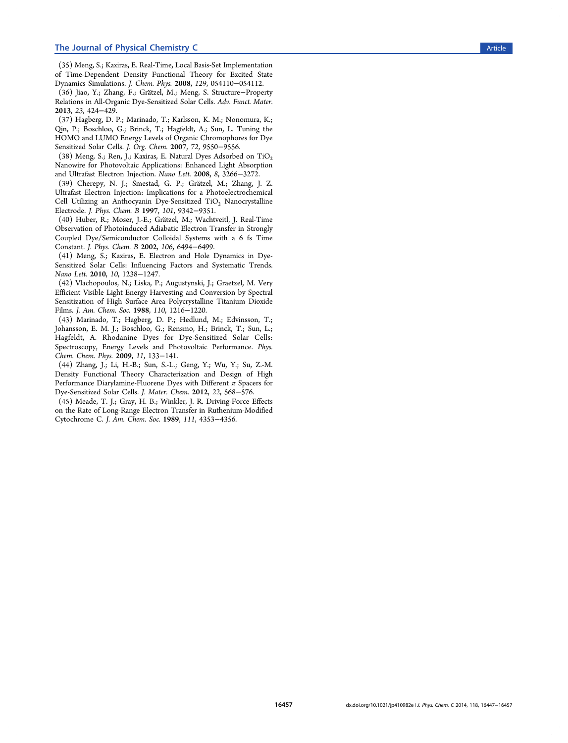(35) Meng, S.; Kaxiras, E. Real-Time, Local Basis-Set Implementation of Time-Dependent Density Functional Theory for Excited State Dynamics Simulations. *J. Chem. Phys.* **2008**, *129*, 054110−054112.

(36) Jiao, Y.; Zhang, F.; Grätzel, M.; Meng, S. Structure−Property Relations in All-Organic Dye-Sensitized Solar Cells. *Adv. Funct. Mater.* **2013**, *23*, 424−429.

(37) Hagberg, D. P.; Marinado, T.; Karlsson, K. M.; Nonomura, K.; Qin, P.; Boschloo, G.; Brinck, T.; Hagfeldt, A.; Sun, L. Tuning the HOMO and LUMO Energy Levels of Organic Chromophores for Dye Sensitized Solar Cells. *J. Org. Chem.* **2007**, *72*, 9550−9556.

(38) Meng, S.; Ren, J.; Kaxiras, E. Natural Dyes Adsorbed on $TiO_2$ Nanowire for Photovoltaic Applications: Enhanced Light Absorption and Ultrafast Electron Injection. *Nano Lett.* **2008**, *8*, 3266−3272.

(39) Cherepy, N. J.; Smestad, G. P.; Grätzel, M.; Zhang, J. Z. Ultrafast Electron Injection: Implications for a Photoelectrochemical Cell Utilizing an Anthocyanin Dye-Sensitized $TiO_2$ Nanocrystalline Electrode. *J. Phys. Chem. B* **1997**, *101*, 9342−9351.

(40) Huber, R.; Moser, J.-E.; Grätzel, M.; Wachtveitl, J. Real-Time Observation of Photoinduced Adiabatic Electron Transfer in Strongly Coupled Dye/Semiconductor Colloidal Systems with a 6 fs Time Constant. *J. Phys. Chem. B* **2002**, *106*, 6494−6499.

(41) Meng, S.; Kaxiras, E. Electron and Hole Dynamics in Dye-Sensitized Solar Cells: Influencing Factors and Systematic Trends. *Nano Lett.* **2010**, *10*, 1238−1247.

(42) Vlachopoulos, N.; Liska, P.; Augustynski, J.; Graetzel, M. Very Efficient Visible Light Energy Harvesting and Conversion by Spectral Sensitization of High Surface Area Polycrystalline Titanium Dioxide Films. *J. Am. Chem. Soc.* **1988**, *110*, 1216−1220.

(43) Marinado, T.; Hagberg, D. P.; Hedlund, M.; Edvinsson, T.; Johansson, E. M. J.; Boschloo, G.; Rensmo, H.; Brinck, T.; Sun, L.; Hagfeldt, A. Rhodanine Dyes for Dye-Sensitized Solar Cells: Spectroscopy, Energy Levels and Photovoltaic Performance. *Phys. Chem. Chem. Phys.* **2009**, *11*, 133−141.

(44) Zhang, J.; Li, H.-B.; Sun, S.-L.; Geng, Y.; Wu, Y.; Su, Z.-M. Density Functional Theory Characterization and Design of High Performance Diarylamine-Fluorene Dyes with Different $\pi$ Spacers for Dye-Sensitized Solar Cells. *J. Mater. Chem.* **2012**, *22*, 568−576.

(45) Meade, T. J.; Gray, H. B.; Winkler, J. R. Driving-Force Effects on the Rate of Long-Range Electron Transfer in Ruthenium-Modified Cytochrome C. *J. Am. Chem. Soc.* **1989**, *111*, 4353−4356.